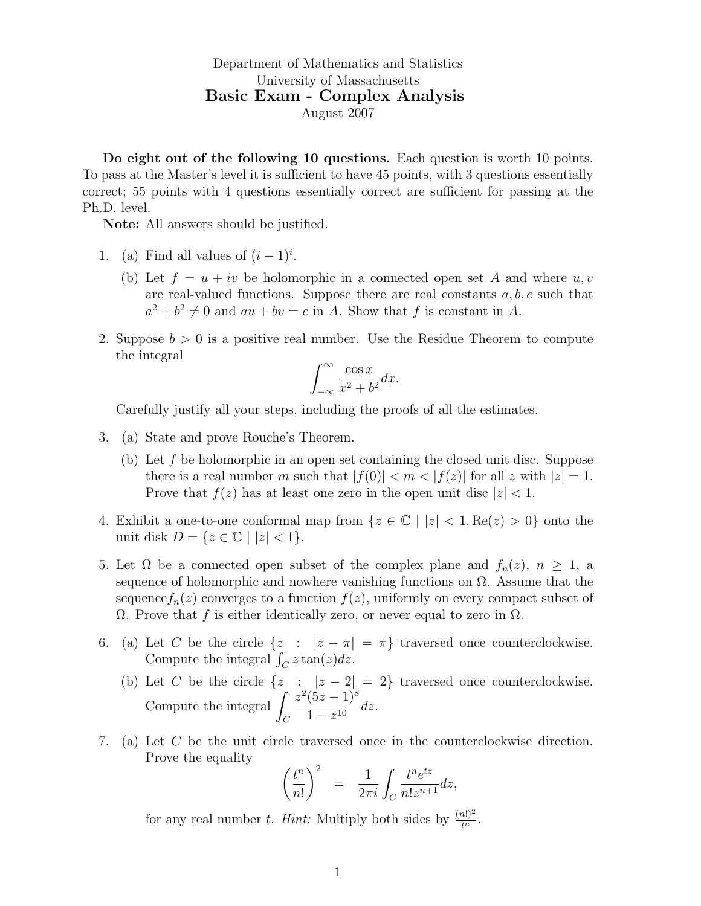Department of Mathematics and Statistics
University of Massachusetts

# Basic Exam - Complex Analysis

August 2007

**Do eight out of the following 10 questions.** Each question is worth 10 points. To pass at the Master's level it is sufficient to have 45 points, with 3 questions essentially correct; 55 points with 4 questions essentially correct are sufficient for passing at the Ph.D. level.

**Note:** All answers should be justified.

1. (a) Find all values of $(i-1)^i$.

   (b) Let $f = u + iv$ be holomorphic in a connected open set $A$ and where $u, v$ are real-valued functions. Suppose there are real constants $a, b, c$ such that $a^2 + b^2 \neq 0$ and $au + bv = c$ in $A$. Show that $f$ is constant in $A$.

2. Suppose $b > 0$ is a positive real number. Use the Residue Theorem to compute the integral
$$\int_{-\infty}^{\infty} \frac{\cos x}{x^2 + b^2} dx.$$
Carefully justify all your steps, including the proofs of all the estimates.

3. (a) State and prove Rouche's Theorem.

   (b) Let $f$ be holomorphic in an open set containing the closed unit disc. Suppose there is a real number $m$ such that $|f(0)| < m < |f(z)|$ for all $z$ with $|z| = 1$. Prove that $f(z)$ has at least one zero in the open unit disc $|z| < 1$.

4. Exhibit a one-to-one conformal map from $\{z \in \mathbb{C} \mid |z| < 1, \mathrm{Re}(z) > 0\}$ onto the unit disk $D = \{z \in \mathbb{C} \mid |z| < 1\}$.

5. Let $\Omega$ be a connected open subset of the complex plane and $f_n(z)$, $n \geq 1$, a sequence of holomorphic and nowhere vanishing functions on $\Omega$. Assume that the sequence$f_n(z)$ converges to a function $f(z)$, uniformly on every compact subset of $\Omega$. Prove that $f$ is either identically zero, or never equal to zero in $\Omega$.

6. (a) Let $C$ be the circle $\{z \ : \ |z - \pi| = \pi\}$ traversed once counterclockwise. Compute the integral $\int_C z \tan(z) dz$.

   (b) Let $C$ be the circle $\{z \ : \ |z - 2| = 2\}$ traversed once counterclockwise. Compute the integral $\displaystyle\int_C \frac{z^2(5z-1)^8}{1 - z^{10}} dz$.

7. (a) Let $C$ be the unit circle traversed once in the counterclockwise direction. Prove the equality
$$\left(\frac{t^n}{n!}\right)^2 = \frac{1}{2\pi i} \int_C \frac{t^n e^{tz}}{n! z^{n+1}} dz,$$
for any real number $t$. *Hint:* Multiply both sides by $\frac{(n!)^2}{t^n}$.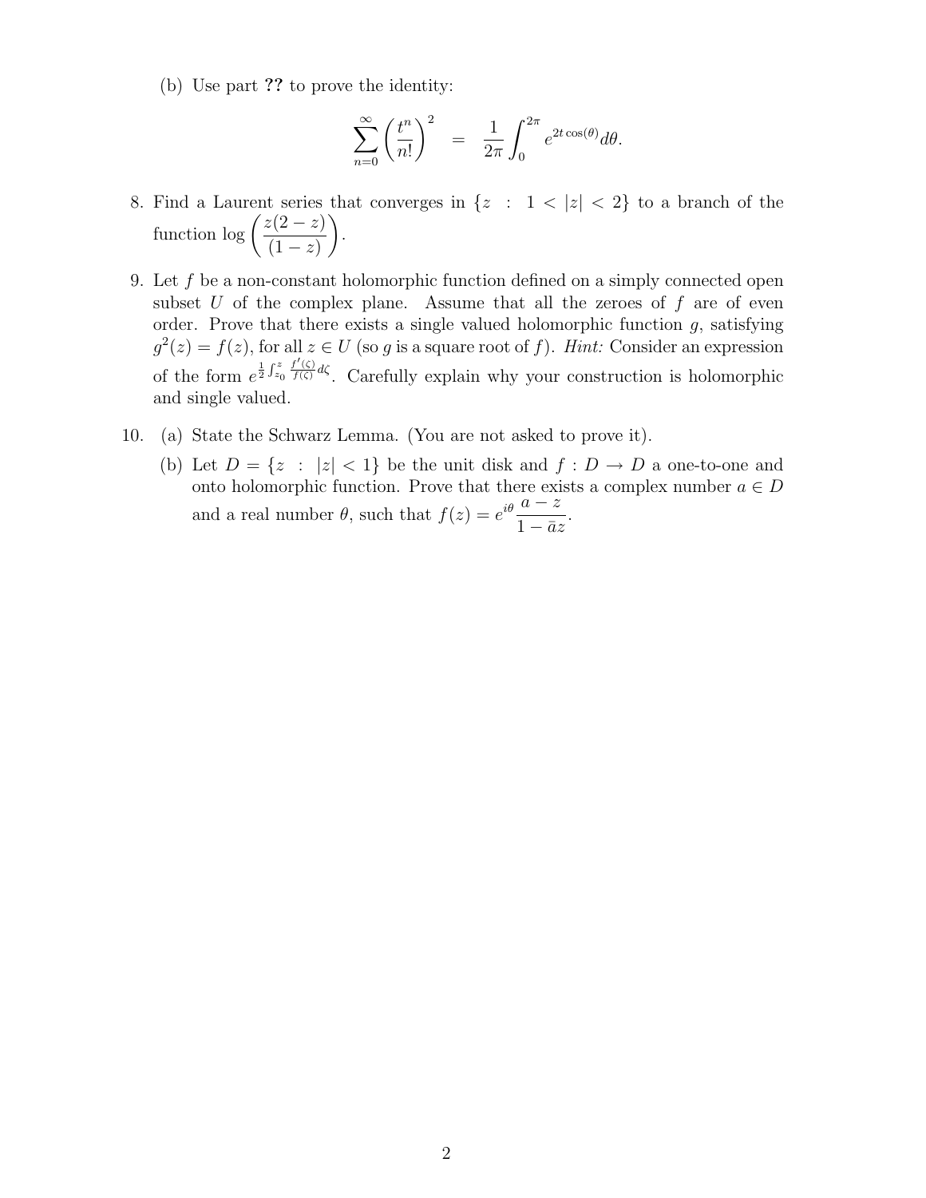(b) Use part **??** to prove the identity:

$$\sum_{n=0}^{\infty} \left(\frac{t^n}{n!}\right)^2 = \frac{1}{2\pi}\int_0^{2\pi} e^{2t\cos(\theta)}d\theta.$$

8. Find a Laurent series that converges in $\{z \ : \ 1 < |z| < 2\}$ to a branch of the function $\log\left(\frac{z(2-z)}{(1-z)}\right)$.

9. Let $f$ be a non-constant holomorphic function defined on a simply connected open subset $U$ of the complex plane. Assume that all the zeroes of $f$ are of even order. Prove that there exists a single valued holomorphic function $g$, satisfying $g^2(z) = f(z)$, for all $z \in U$ (so $g$ is a square root of $f$). *Hint:* Consider an expression of the form $e^{\frac{1}{2}\int_{z_0}^{z}\frac{f'(\zeta)}{f(\zeta)}d\zeta}$. Carefully explain why your construction is holomorphic and single valued.

10. (a) State the Schwarz Lemma. (You are not asked to prove it).

    (b) Let $D = \{z \ : \ |z| < 1\}$ be the unit disk and $f : D \to D$ a one-to-one and onto holomorphic function. Prove that there exists a complex number $a \in D$ and a real number $\theta$, such that $f(z) = e^{i\theta}\frac{a-z}{1-\bar{a}z}$.